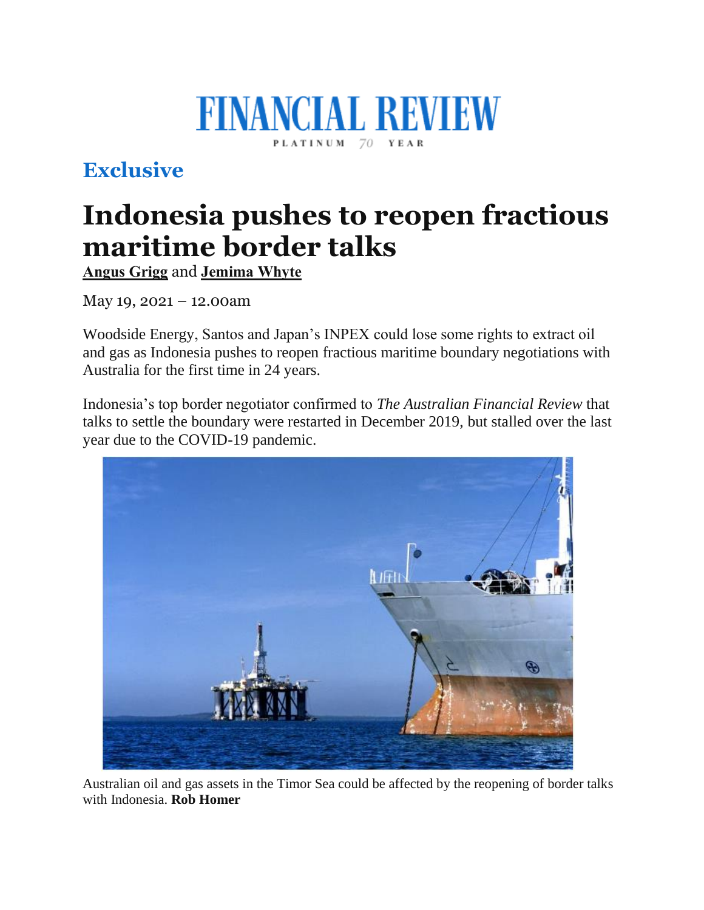FINANCIAL REVIEW

PLATINUM 70 YEAR

## Exclusive

# Indonesia pushes to reopen fractious maritime border talks

**Angus Grigg** and **Jemima Whyte**

May 19, 2021 – 12.00am

Woodside Energy, Santos and Japan's INPEX could lose some rights to extract oil and gas as Indonesia pushes to reopen fractious maritime boundary negotiations with Australia for the first time in 24 years.

Indonesia's top border negotiator confirmed to *The Australian Financial Review* that talks to settle the boundary were restarted in December 2019, but stalled over the last year due to the COVID-19 pandemic.

Australian oil and gas assets in the Timor Sea could be affected by the reopening of border talks with Indonesia. **Rob Homer**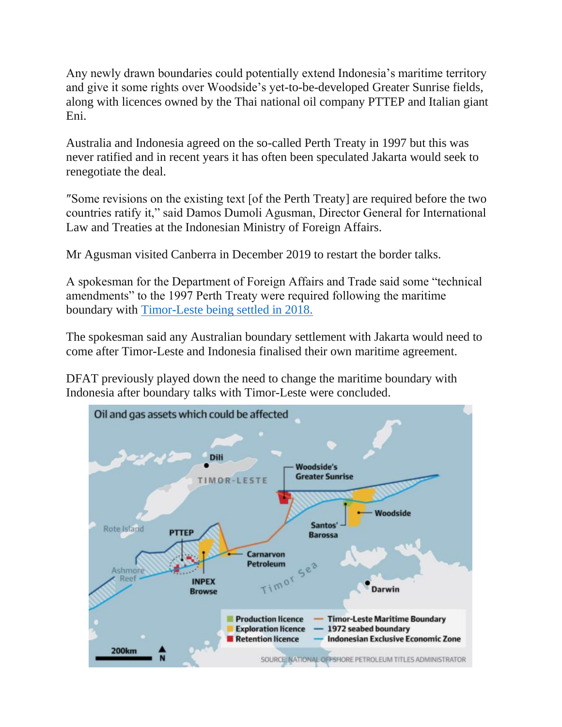Any newly drawn boundaries could potentially extend Indonesia's maritime territory and give it some rights over Woodside's yet-to-be-developed Greater Sunrise fields, along with licences owned by the Thai national oil company PTTEP and Italian giant Eni.

Australia and Indonesia agreed on the so-called Perth Treaty in 1997 but this was never ratified and in recent years it has often been speculated Jakarta would seek to renegotiate the deal.

″Some revisions on the existing text [of the Perth Treaty] are required before the two countries ratify it," said Damos Dumoli Agusman, Director General for International Law and Treaties at the Indonesian Ministry of Foreign Affairs.

Mr Agusman visited Canberra in December 2019 to restart the border talks.

A spokesman for the Department of Foreign Affairs and Trade said some "technical amendments" to the 1997 Perth Treaty were required following the maritime boundary with Timor-Leste being settled in 2018.

The spokesman said any Australian boundary settlement with Jakarta would need to come after Timor-Leste and Indonesia finalised their own maritime agreement.

DFAT previously played down the need to change the maritime boundary with Indonesia after boundary talks with Timor-Leste were concluded.

Oil and gas assets which could be affected

Dili · TIMOR-LESTE · Woodside's Greater Sunrise · Woodside · Santos' Barossa · Rote Island · PTTEP · Carnarvon Petroleum · Ashmore Reef · INPEX Browse · Timor Sea · Darwin · 200km · N

Production licence · Exploration licence · Retention licence · Timor-Leste Maritime Boundary · 1972 seabed boundary · Indonesian Exclusive Economic Zone

SOURCE: NATIONAL OFFSHORE PETROLEUM TITLES ADMINISTRATOR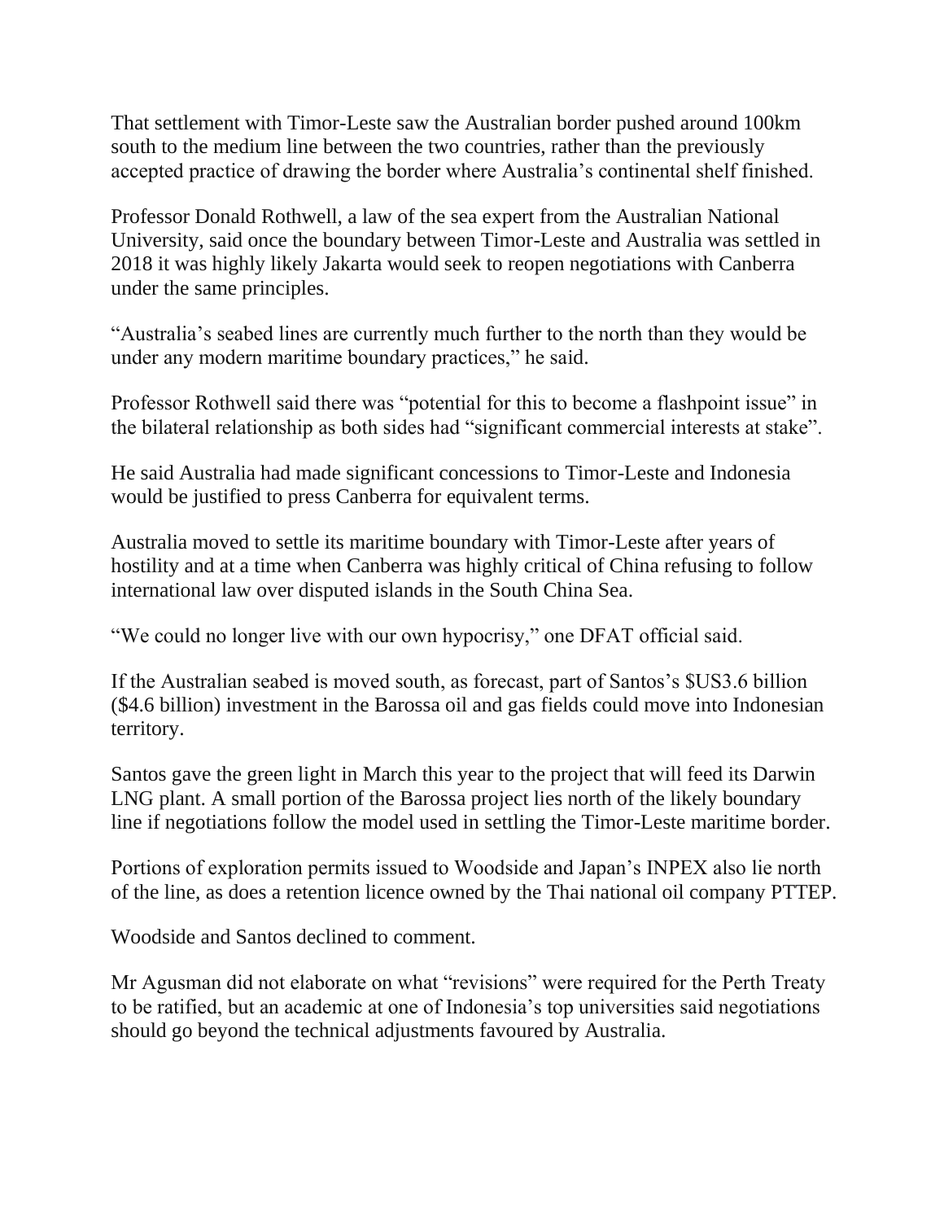That settlement with Timor-Leste saw the Australian border pushed around 100km south to the medium line between the two countries, rather than the previously accepted practice of drawing the border where Australia's continental shelf finished.

Professor Donald Rothwell, a law of the sea expert from the Australian National University, said once the boundary between Timor-Leste and Australia was settled in 2018 it was highly likely Jakarta would seek to reopen negotiations with Canberra under the same principles.

"Australia's seabed lines are currently much further to the north than they would be under any modern maritime boundary practices," he said.

Professor Rothwell said there was "potential for this to become a flashpoint issue" in the bilateral relationship as both sides had "significant commercial interests at stake".

He said Australia had made significant concessions to Timor-Leste and Indonesia would be justified to press Canberra for equivalent terms.

Australia moved to settle its maritime boundary with Timor-Leste after years of hostility and at a time when Canberra was highly critical of China refusing to follow international law over disputed islands in the South China Sea.

"We could no longer live with our own hypocrisy," one DFAT official said.

If the Australian seabed is moved south, as forecast, part of Santos's $US3.6 billion ($4.6 billion) investment in the Barossa oil and gas fields could move into Indonesian territory.

Santos gave the green light in March this year to the project that will feed its Darwin LNG plant. A small portion of the Barossa project lies north of the likely boundary line if negotiations follow the model used in settling the Timor-Leste maritime border.

Portions of exploration permits issued to Woodside and Japan's INPEX also lie north of the line, as does a retention licence owned by the Thai national oil company PTTEP.

Woodside and Santos declined to comment.

Mr Agusman did not elaborate on what "revisions" were required for the Perth Treaty to be ratified, but an academic at one of Indonesia's top universities said negotiations should go beyond the technical adjustments favoured by Australia.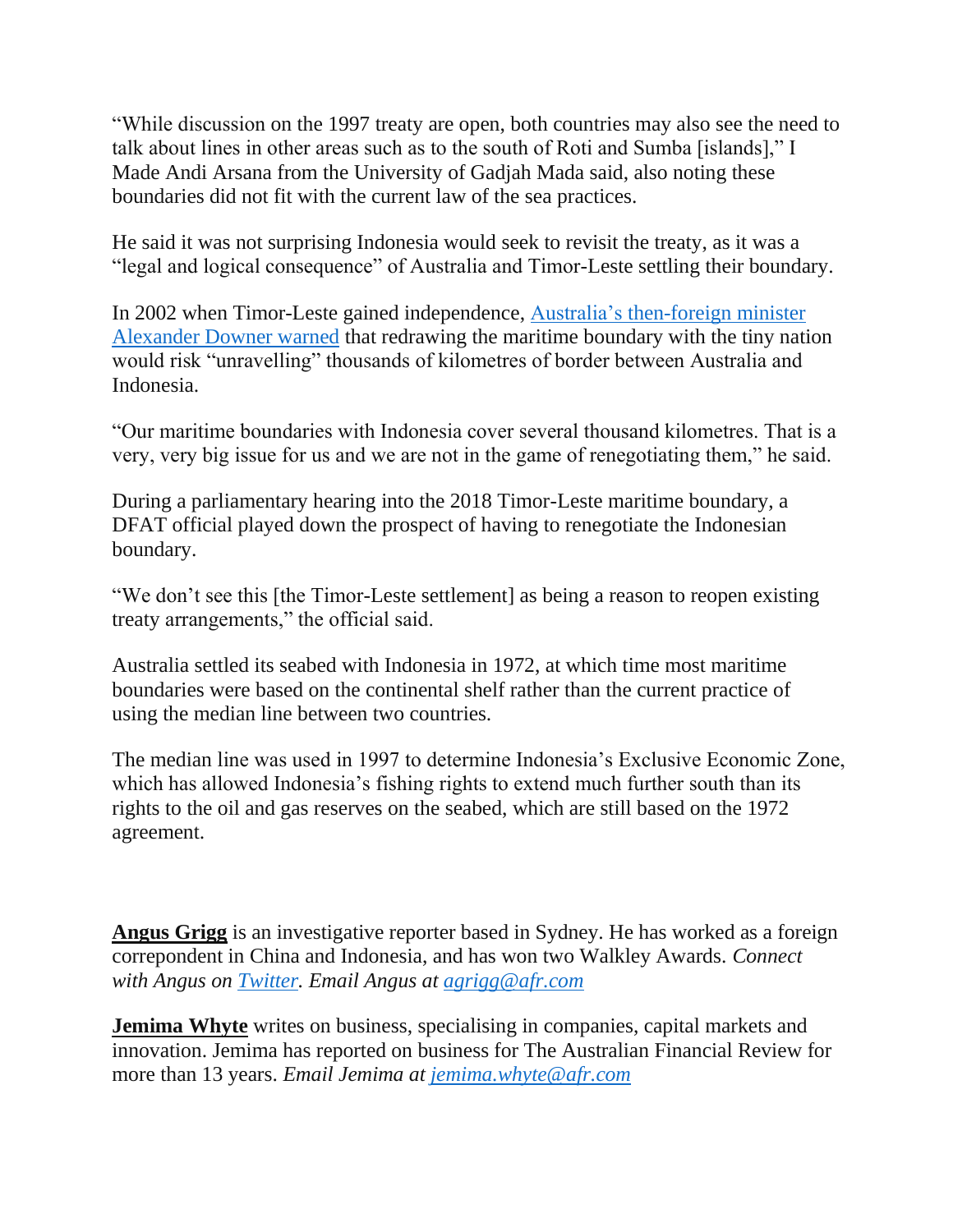"While discussion on the 1997 treaty are open, both countries may also see the need to talk about lines in other areas such as to the south of Roti and Sumba [islands]," I Made Andi Arsana from the University of Gadjah Mada said, also noting these boundaries did not fit with the current law of the sea practices.

He said it was not surprising Indonesia would seek to revisit the treaty, as it was a "legal and logical consequence" of Australia and Timor-Leste settling their boundary.

In 2002 when Timor-Leste gained independence, Australia's then-foreign minister Alexander Downer warned that redrawing the maritime boundary with the tiny nation would risk "unravelling" thousands of kilometres of border between Australia and Indonesia.

"Our maritime boundaries with Indonesia cover several thousand kilometres. That is a very, very big issue for us and we are not in the game of renegotiating them," he said.

During a parliamentary hearing into the 2018 Timor-Leste maritime boundary, a DFAT official played down the prospect of having to renegotiate the Indonesian boundary.

"We don't see this [the Timor-Leste settlement] as being a reason to reopen existing treaty arrangements," the official said.

Australia settled its seabed with Indonesia in 1972, at which time most maritime boundaries were based on the continental shelf rather than the current practice of using the median line between two countries.

The median line was used in 1997 to determine Indonesia's Exclusive Economic Zone, which has allowed Indonesia's fishing rights to extend much further south than its rights to the oil and gas reserves on the seabed, which are still based on the 1972 agreement.

**Angus Grigg** is an investigative reporter based in Sydney. He has worked as a foreign correpondent in China and Indonesia, and has won two Walkley Awards. *Connect with Angus on Twitter. Email Angus at agrigg@afr.com*

**Jemima Whyte** writes on business, specialising in companies, capital markets and innovation. Jemima has reported on business for The Australian Financial Review for more than 13 years. *Email Jemima at jemima.whyte@afr.com*